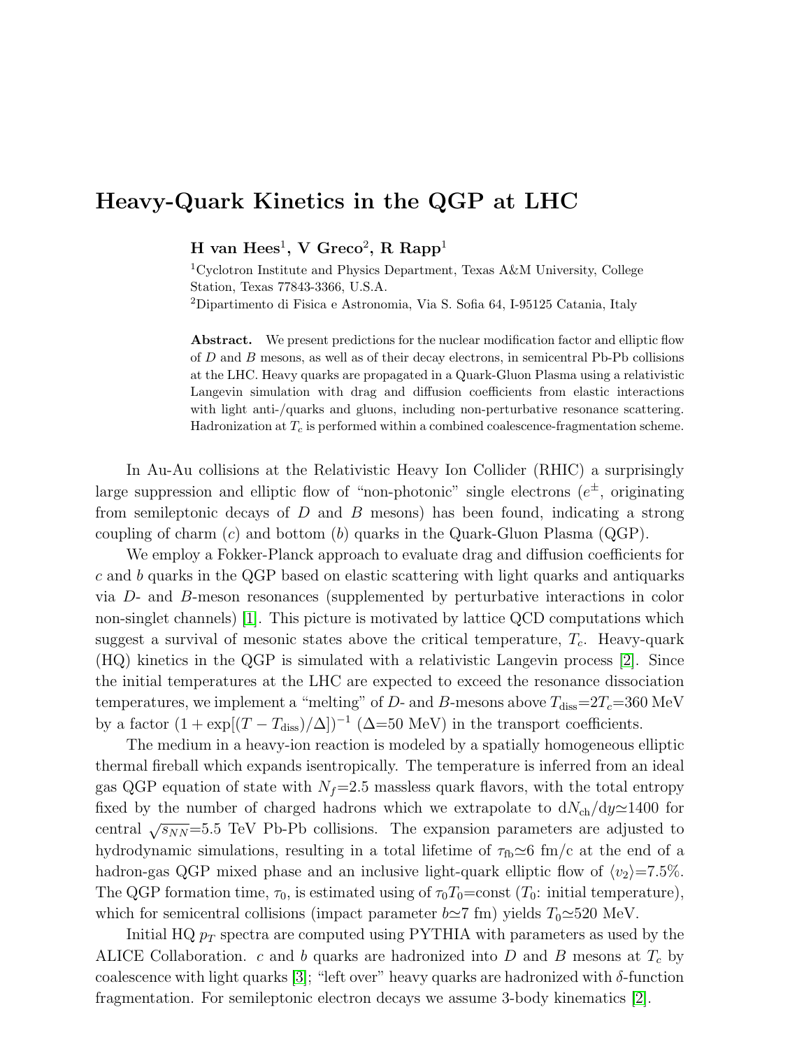# Heavy-Quark Kinetics in the QGP at LHC

**H van Hees[1], V Greco[2], R Rapp[1]**

[1]Cyclotron Institute and Physics Department, Texas A&M University, College Station, Texas 77843-3366, U.S.A.

[2]Dipartimento di Fisica e Astronomia, Via S. Sofia 64, I-95125 Catania, Italy

**Abstract.** We present predictions for the nuclear modification factor and elliptic flow of $D$ and $B$ mesons, as well as of their decay electrons, in semicentral Pb-Pb collisions at the LHC. Heavy quarks are propagated in a Quark-Gluon Plasma using a relativistic Langevin simulation with drag and diffusion coefficients from elastic interactions with light anti-/quarks and gluons, including non-perturbative resonance scattering. Hadronization at $T_c$ is performed within a combined coalescence-fragmentation scheme.

In Au-Au collisions at the Relativistic Heavy Ion Collider (RHIC) a surprisingly large suppression and elliptic flow of "non-photonic" single electrons ($e^{\pm}$, originating from semileptonic decays of $D$ and $B$ mesons) has been found, indicating a strong coupling of charm ($c$) and bottom ($b$) quarks in the Quark-Gluon Plasma (QGP).

We employ a Fokker-Planck approach to evaluate drag and diffusion coefficients for $c$ and $b$ quarks in the QGP based on elastic scattering with light quarks and antiquarks via $D$- and $B$-meson resonances (supplemented by perturbative interactions in color non-singlet channels) [1]. This picture is motivated by lattice QCD computations which suggest a survival of mesonic states above the critical temperature, $T_c$. Heavy-quark (HQ) kinetics in the QGP is simulated with a relativistic Langevin process [2]. Since the initial temperatures at the LHC are expected to exceed the resonance dissociation temperatures, we implement a "melting" of $D$- and $B$-mesons above $T_{\rm diss}$=$2T_c$=360 MeV by a factor $(1+\exp[(T-T_{\rm diss})/\Delta])^{-1}$ ($\Delta$=50 MeV) in the transport coefficients.

The medium in a heavy-ion reaction is modeled by a spatially homogeneous elliptic thermal fireball which expands isentropically. The temperature is inferred from an ideal gas QGP equation of state with $N_f$=2.5 massless quark flavors, with the total entropy fixed by the number of charged hadrons which we extrapolate to $\mathrm{d}N_{\rm ch}/\mathrm{d}y\simeq 1400$ for central $\sqrt{s_{NN}}$=5.5 TeV Pb-Pb collisions. The expansion parameters are adjusted to hydrodynamic simulations, resulting in a total lifetime of $\tau_{\rm fb}\simeq 6$ fm/c at the end of a hadron-gas QGP mixed phase and an inclusive light-quark elliptic flow of $\langle v_2\rangle$=7.5%. The QGP formation time, $\tau_0$, is estimated using of $\tau_0 T_0$=const ($T_0$: initial temperature), which for semicentral collisions (impact parameter $b\simeq 7$ fm) yields $T_0\simeq 520$ MeV.

Initial HQ $p_T$ spectra are computed using PYTHIA with parameters as used by the ALICE Collaboration. $c$ and $b$ quarks are hadronized into $D$ and $B$ mesons at $T_c$ by coalescence with light quarks [3]; "left over" heavy quarks are hadronized with $\delta$-function fragmentation. For semileptonic electron decays we assume 3-body kinematics [2].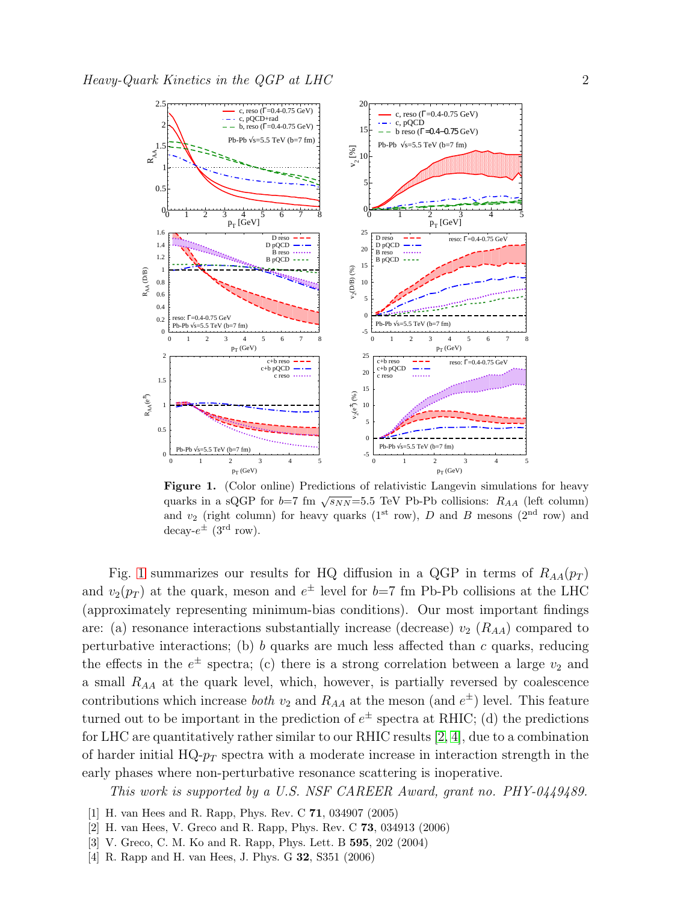2.5
2
1.5
1
0.5
0
$R_{AA}$
0 1 2 3 4 5 6 7 8
$p_T$ [GeV]
c, reso (Γ=0.4-0.75 GeV)
c, pQCD+rad
b, reso (Γ=0.4-0.75 GeV)
Pb-Pb √s=5.5 TeV (b=7 fm)

20
15
10
5
0
$v_2$ [%]
0 1 2 3 4 5
$p_T$ [GeV]
c, reso (Γ=0.4-0.75 GeV)
c, pQCD
b reso (Γ=0.4–0.75 GeV)
Pb-Pb √s=5.5 TeV (b=7 fm)

1.6
1.4
1.2
1
0.8
0.6
0.4
0.2
0
$R_{AA}$ (D/B)
0 1 2 3 4 5 6 7 8
$p_T$ (GeV)
D reso
D pQCD
B reso
B pQCD
reso: Γ=0.4-0.75 GeV
Pb-Pb √s=5.5 TeV (b=7 fm)

25
20
15
10
5
0
-5
$v_2$(D/B) (%)
0 1 2 3 4 5 6 7 8
$p_T$ (GeV)
D reso
D pQCD
B reso
B pQCD
reso: Γ=0.4-0.75 GeV
Pb-Pb √s=5.5 TeV (b=7 fm)

2
1.5
1
0.5
0
$R_{AA}(e^{\pm})$
0 1 2 3 4 5
$p_T$ (GeV)
c+b reso
c+b pQCD
c reso
Pb-Pb √s=5.5 TeV (b=7 fm)

25
20
15
10
5
0
-5
$v_2(e^{\pm})$ (%)
0 1 2 3 4 5
$p_T$ (GeV)
c+b reso
c+b pQCD
c reso
reso: Γ=0.4-0.75 GeV
Pb-Pb √s=5.5 TeV (b=7 fm)

**Figure 1.** (Color online) Predictions of relativistic Langevin simulations for heavy quarks in a sQGP for $b$=7 fm $\sqrt{s_{NN}}$=5.5 TeV Pb-Pb collisions: $R_{AA}$ (left column) and $v_2$ (right column) for heavy quarks (1st row), $D$ and $B$ mesons (2nd row) and decay-$e^{\pm}$ (3rd row).

Fig. 1 summarizes our results for HQ diffusion in a QGP in terms of $R_{AA}(p_T)$ and $v_2(p_T)$ at the quark, meson and $e^{\pm}$ level for $b$=7 fm Pb-Pb collisions at the LHC (approximately representing minimum-bias conditions). Our most important findings are: (a) resonance interactions substantially increase (decrease) $v_2$ ($R_{AA}$) compared to perturbative interactions; (b) $b$ quarks are much less affected than $c$ quarks, reducing the effects in the $e^{\pm}$ spectra; (c) there is a strong correlation between a large $v_2$ and a small $R_{AA}$ at the quark level, which, however, is partially reversed by coalescence contributions which increase *both* $v_2$ and $R_{AA}$ at the meson (and $e^{\pm}$) level. This feature turned out to be important in the prediction of $e^{\pm}$ spectra at RHIC; (d) the predictions for LHC are quantitatively rather similar to our RHIC results [2, 4], due to a combination of harder initial HQ-$p_T$ spectra with a moderate increase in interaction strength in the early phases where non-perturbative resonance scattering is inoperative.

*This work is supported by a U.S. NSF CAREER Award, grant no. PHY-0449489.*

[1] H. van Hees and R. Rapp, Phys. Rev. C **71**, 034907 (2005)
[2] H. van Hees, V. Greco and R. Rapp, Phys. Rev. C **73**, 034913 (2006)
[3] V. Greco, C. M. Ko and R. Rapp, Phys. Lett. B **595**, 202 (2004)
[4] R. Rapp and H. van Hees, J. Phys. G **32**, S351 (2006)